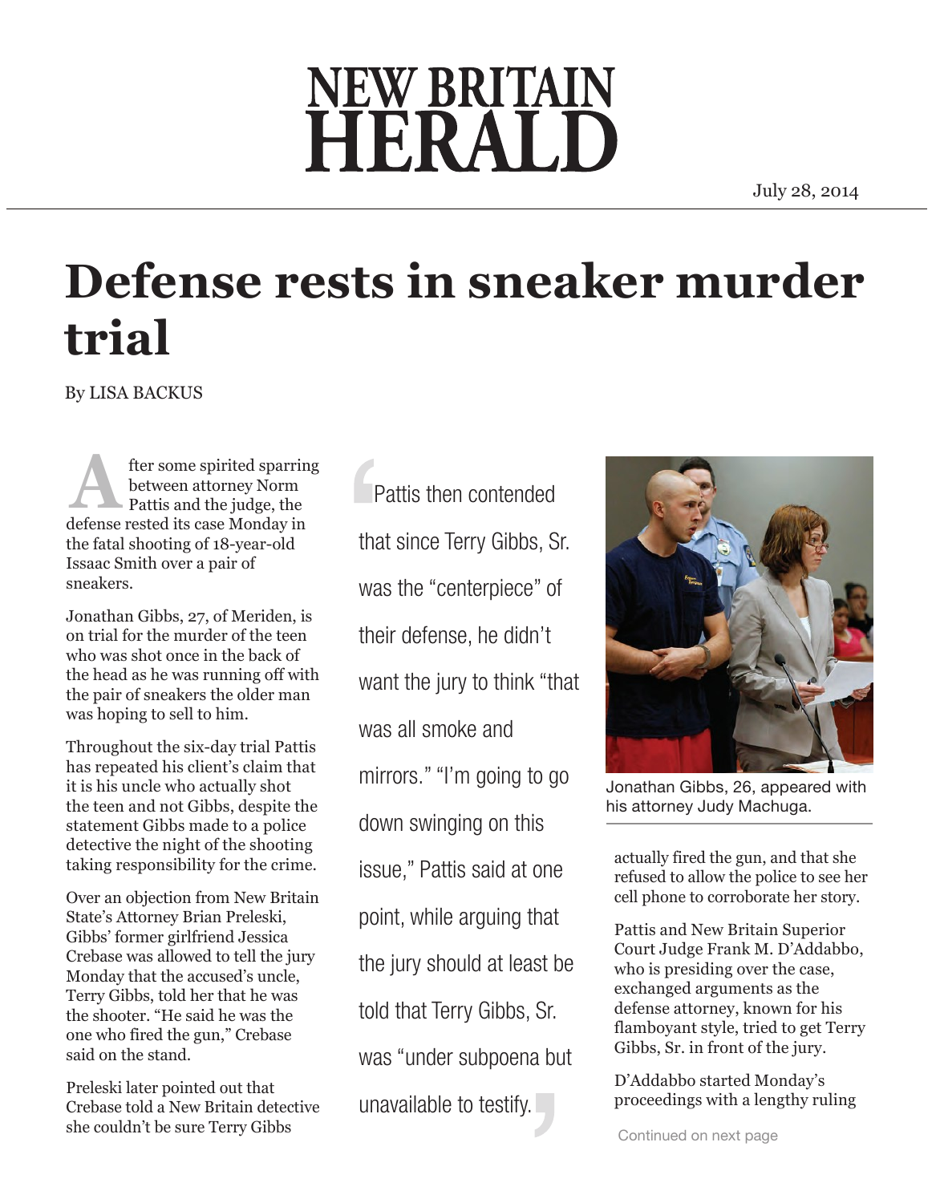# NEW BRITAIN HERALD

July 28, 2014

# Defense rests in sneaker murder trial

By LISA BACKUS

After some spirited sparring between attorney Norm Pattis and the judge, the defense rested its case Monday in the fatal shooting of 18-year-old Issaac Smith over a pair of sneakers.

Jonathan Gibbs, 27, of Meriden, is on trial for the murder of the teen who was shot once in the back of the head as he was running off with the pair of sneakers the older man was hoping to sell to him.

Throughout the six-day trial Pattis has repeated his client's claim that it is his uncle who actually shot the teen and not Gibbs, despite the statement Gibbs made to a police detective the night of the shooting taking responsibility for the crime.

Over an objection from New Britain State's Attorney Brian Preleski, Gibbs' former girlfriend Jessica Crebase was allowed to tell the jury Monday that the accused's uncle, Terry Gibbs, told her that he was the shooter. "He said he was the one who fired the gun," Crebase said on the stand.

Preleski later pointed out that Crebase told a New Britain detective she couldn't be sure Terry Gibbs actually fired the gun, and that she refused to allow the police to see her cell phone to corroborate her story.

> Pattis then contended that since Terry Gibbs, Sr. was the "centerpiece" of their defense, he didn't want the jury to think "that was all smoke and mirrors." "I'm going to go down swinging on this issue," Pattis said at one point, while arguing that the jury should at least be told that Terry Gibbs, Sr. was "under subpoena but unavailable to testify.

Jonathan Gibbs, 26, appeared with his attorney Judy Machuga.

Pattis and New Britain Superior Court Judge Frank M. D'Addabbo, who is presiding over the case, exchanged arguments as the defense attorney, known for his flamboyant style, tried to get Terry Gibbs, Sr. in front of the jury.

D'Addabbo started Monday's proceedings with a lengthy ruling

Continued on next page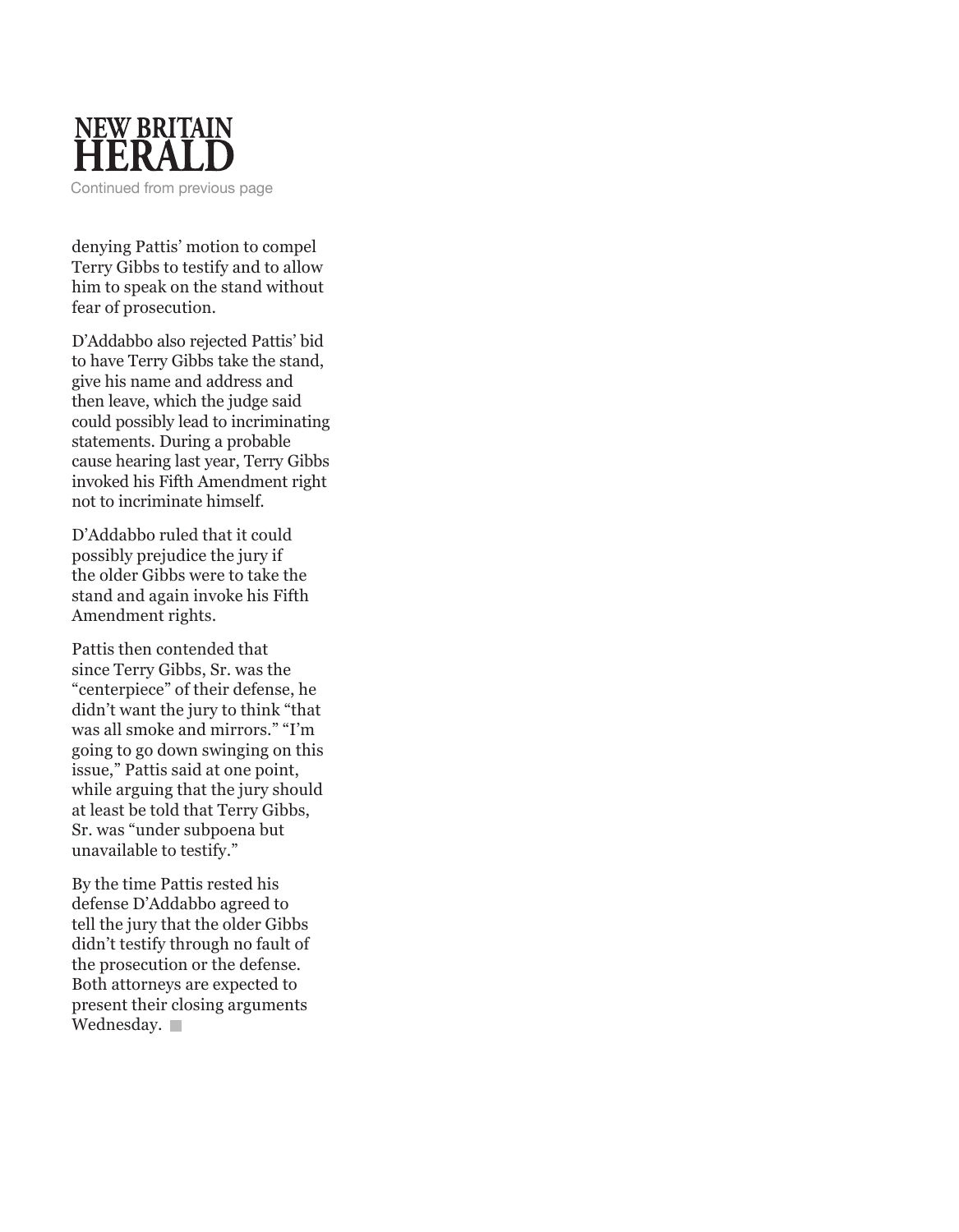Continued from previous page

denying Pattis' motion to compel Terry Gibbs to testify and to allow him to speak on the stand without fear of prosecution.

D'Addabbo also rejected Pattis' bid to have Terry Gibbs take the stand, give his name and address and then leave, which the judge said could possibly lead to incriminating statements. During a probable cause hearing last year, Terry Gibbs invoked his Fifth Amendment right not to incriminate himself.

D'Addabbo ruled that it could possibly prejudice the jury if the older Gibbs were to take the stand and again invoke his Fifth Amendment rights.

Pattis then contended that since Terry Gibbs, Sr. was the "centerpiece" of their defense, he didn't want the jury to think "that was all smoke and mirrors." "I'm going to go down swinging on this issue," Pattis said at one point, while arguing that the jury should at least be told that Terry Gibbs, Sr. was "under subpoena but unavailable to testify."

By the time Pattis rested his defense D'Addabbo agreed to tell the jury that the older Gibbs didn't testify through no fault of the prosecution or the defense. Both attorneys are expected to present their closing arguments Wednesday.